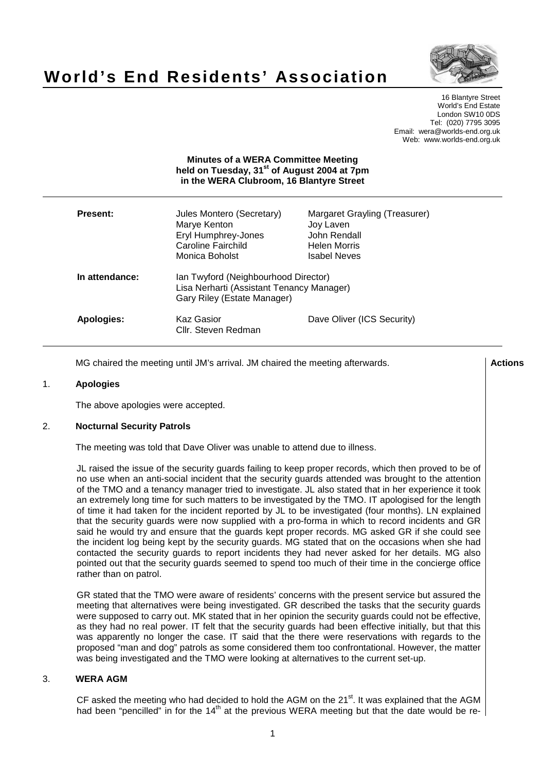# World's End Residents' Association

16 Blantyre Street
World's End Estate
London SW10 0DS
Tel: (020) 7795 3095
Email: wera@worlds-end.org.uk
Web: www.worlds-end.org.uk

**Minutes of a WERA Committee Meeting held on Tuesday, 31st of August 2004 at 7pm in the WERA Clubroom, 16 Blantyre Street**

| | | |
|---|---|---|
| **Present:** | Jules Montero (Secretary) | Margaret Grayling (Treasurer) |
| | Marye Kenton | Joy Laven |
| | Eryl Humphrey-Jones | John Rendall |
| | Caroline Fairchild | Helen Morris |
| | Monica Boholst | Isabel Neves |
| **In attendance:** | Ian Twyford (Neighbourhood Director) | |
| | Lisa Nerharti (Assistant Tenancy Manager) | |
| | Gary Riley (Estate Manager) | |
| **Apologies:** | Kaz Gasior | Dave Oliver (ICS Security) |
| | Cllr. Steven Redman | |

MG chaired the meeting until JM's arrival. JM chaired the meeting afterwards. **Actions**

## 1. Apologies

The above apologies were accepted.

## 2. Nocturnal Security Patrols

The meeting was told that Dave Oliver was unable to attend due to illness.

JL raised the issue of the security guards failing to keep proper records, which then proved to be of no use when an anti-social incident that the security guards attended was brought to the attention of the TMO and a tenancy manager tried to investigate. JL also stated that in her experience it took an extremely long time for such matters to be investigated by the TMO. IT apologised for the length of time it had taken for the incident reported by JL to be investigated (four months). LN explained that the security guards were now supplied with a pro-forma in which to record incidents and GR said he would try and ensure that the guards kept proper records. MG asked GR if she could see the incident log being kept by the security guards. MG stated that on the occasions when she had contacted the security guards to report incidents they had never asked for her details. MG also pointed out that the security guards seemed to spend too much of their time in the concierge office rather than on patrol.

GR stated that the TMO were aware of residents' concerns with the present service but assured the meeting that alternatives were being investigated. GR described the tasks that the security guards were supposed to carry out. MK stated that in her opinion the security guards could not be effective, as they had no real power. IT felt that the security guards had been effective initially, but that this was apparently no longer the case. IT said that the there were reservations with regards to the proposed "man and dog" patrols as some considered them too confrontational. However, the matter was being investigated and the TMO were looking at alternatives to the current set-up.

## 3. WERA AGM

CF asked the meeting who had decided to hold the AGM on the 21st. It was explained that the AGM had been "pencilled" in for the 14th at the previous WERA meeting but that the date would be re-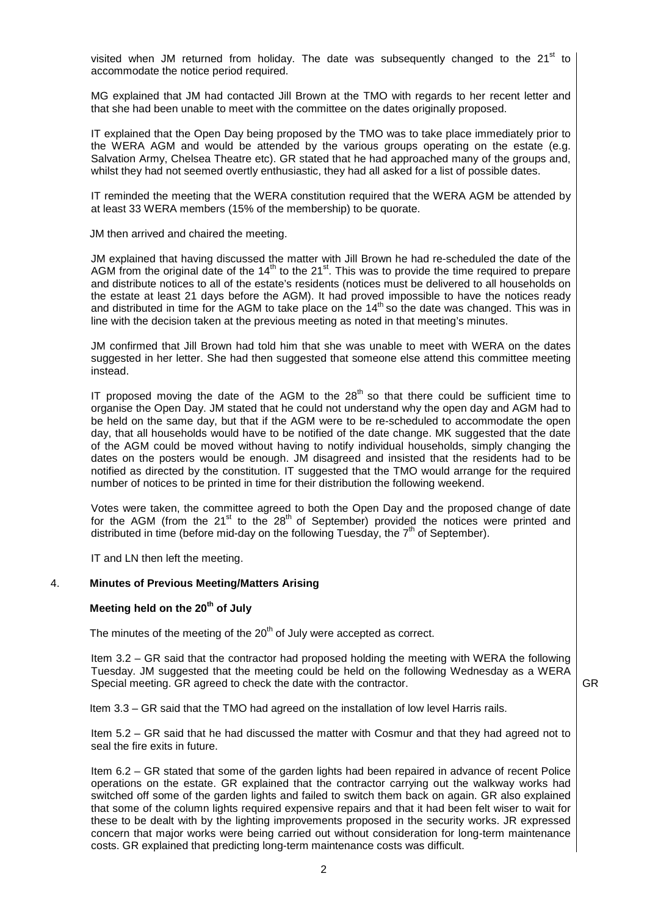visited when JM returned from holiday. The date was subsequently changed to the 21st to accommodate the notice period required.

MG explained that JM had contacted Jill Brown at the TMO with regards to her recent letter and that she had been unable to meet with the committee on the dates originally proposed.

IT explained that the Open Day being proposed by the TMO was to take place immediately prior to the WERA AGM and would be attended by the various groups operating on the estate (e.g. Salvation Army, Chelsea Theatre etc). GR stated that he had approached many of the groups and, whilst they had not seemed overtly enthusiastic, they had all asked for a list of possible dates.

IT reminded the meeting that the WERA constitution required that the WERA AGM be attended by at least 33 WERA members (15% of the membership) to be quorate.

JM then arrived and chaired the meeting.

JM explained that having discussed the matter with Jill Brown he had re-scheduled the date of the AGM from the original date of the 14th to the 21st. This was to provide the time required to prepare and distribute notices to all of the estate's residents (notices must be delivered to all households on the estate at least 21 days before the AGM). It had proved impossible to have the notices ready and distributed in time for the AGM to take place on the 14th so the date was changed. This was in line with the decision taken at the previous meeting as noted in that meeting's minutes.

JM confirmed that Jill Brown had told him that she was unable to meet with WERA on the dates suggested in her letter. She had then suggested that someone else attend this committee meeting instead.

IT proposed moving the date of the AGM to the 28th so that there could be sufficient time to organise the Open Day. JM stated that he could not understand why the open day and AGM had to be held on the same day, but that if the AGM were to be re-scheduled to accommodate the open day, that all households would have to be notified of the date change. MK suggested that the date of the AGM could be moved without having to notify individual households, simply changing the dates on the posters would be enough. JM disagreed and insisted that the residents had to be notified as directed by the constitution. IT suggested that the TMO would arrange for the required number of notices to be printed in time for their distribution the following weekend.

Votes were taken, the committee agreed to both the Open Day and the proposed change of date for the AGM (from the 21st to the 28th of September) provided the notices were printed and distributed in time (before mid-day on the following Tuesday, the 7th of September).

IT and LN then left the meeting.

## 4. Minutes of Previous Meeting/Matters Arising

### Meeting held on the 20th of July

The minutes of the meeting of the 20th of July were accepted as correct.

Item 3.2 – GR said that the contractor had proposed holding the meeting with WERA the following Tuesday. JM suggested that the meeting could be held on the following Wednesday as a WERA Special meeting. GR agreed to check the date with the contractor. **GR**

Item 3.3 – GR said that the TMO had agreed on the installation of low level Harris rails.

Item 5.2 – GR said that he had discussed the matter with Cosmur and that they had agreed not to seal the fire exits in future.

Item 6.2 – GR stated that some of the garden lights had been repaired in advance of recent Police operations on the estate. GR explained that the contractor carrying out the walkway works had switched off some of the garden lights and failed to switch them back on again. GR also explained that some of the column lights required expensive repairs and that it had been felt wiser to wait for these to be dealt with by the lighting improvements proposed in the security works. JR expressed concern that major works were being carried out without consideration for long-term maintenance costs. GR explained that predicting long-term maintenance costs was difficult.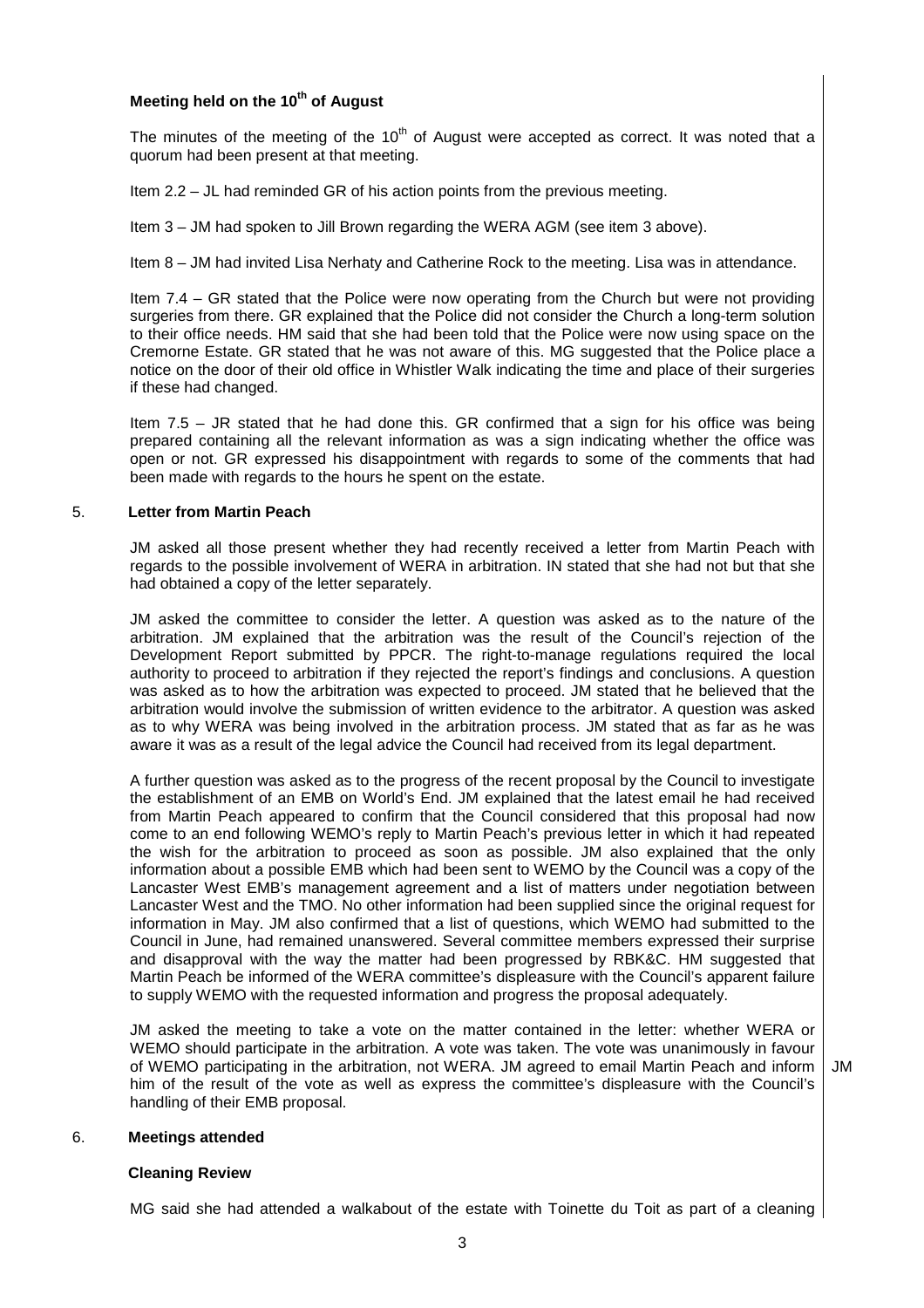**Meeting held on the 10th of August**

The minutes of the meeting of the 10th of August were accepted as correct. It was noted that a quorum had been present at that meeting.

Item 2.2 – JL had reminded GR of his action points from the previous meeting.

Item 3 – JM had spoken to Jill Brown regarding the WERA AGM (see item 3 above).

Item 8 – JM had invited Lisa Nerhaty and Catherine Rock to the meeting. Lisa was in attendance.

Item 7.4 – GR stated that the Police were now operating from the Church but were not providing surgeries from there. GR explained that the Police did not consider the Church a long-term solution to their office needs. HM said that she had been told that the Police were now using space on the Cremorne Estate. GR stated that he was not aware of this. MG suggested that the Police place a notice on the door of their old office in Whistler Walk indicating the time and place of their surgeries if these had changed.

Item 7.5 – JR stated that he had done this. GR confirmed that a sign for his office was being prepared containing all the relevant information as was a sign indicating whether the office was open or not. GR expressed his disappointment with regards to some of the comments that had been made with regards to the hours he spent on the estate.

## 5. Letter from Martin Peach

JM asked all those present whether they had recently received a letter from Martin Peach with regards to the possible involvement of WERA in arbitration. IN stated that she had not but that she had obtained a copy of the letter separately.

JM asked the committee to consider the letter. A question was asked as to the nature of the arbitration. JM explained that the arbitration was the result of the Council's rejection of the Development Report submitted by PPCR. The right-to-manage regulations required the local authority to proceed to arbitration if they rejected the report's findings and conclusions. A question was asked as to how the arbitration was expected to proceed. JM stated that he believed that the arbitration would involve the submission of written evidence to the arbitrator. A question was asked as to why WERA was being involved in the arbitration process. JM stated that as far as he was aware it was as a result of the legal advice the Council had received from its legal department.

A further question was asked as to the progress of the recent proposal by the Council to investigate the establishment of an EMB on World's End. JM explained that the latest email he had received from Martin Peach appeared to confirm that the Council considered that this proposal had now come to an end following WEMO's reply to Martin Peach's previous letter in which it had repeated the wish for the arbitration to proceed as soon as possible. JM also explained that the only information about a possible EMB which had been sent to WEMO by the Council was a copy of the Lancaster West EMB's management agreement and a list of matters under negotiation between Lancaster West and the TMO. No other information had been supplied since the original request for information in May. JM also confirmed that a list of questions, which WEMO had submitted to the Council in June, had remained unanswered. Several committee members expressed their surprise and disapproval with the way the matter had been progressed by RBK&C. HM suggested that Martin Peach be informed of the WERA committee's displeasure with the Council's apparent failure to supply WEMO with the requested information and progress the proposal adequately.

JM asked the meeting to take a vote on the matter contained in the letter: whether WERA or WEMO should participate in the arbitration. A vote was taken. The vote was unanimously in favour of WEMO participating in the arbitration, not WERA. JM agreed to email Martin Peach and inform him of the result of the vote as well as express the committee's displeasure with the Council's handling of their EMB proposal. **JM**

## 6. Meetings attended

**Cleaning Review**

MG said she had attended a walkabout of the estate with Toinette du Toit as part of a cleaning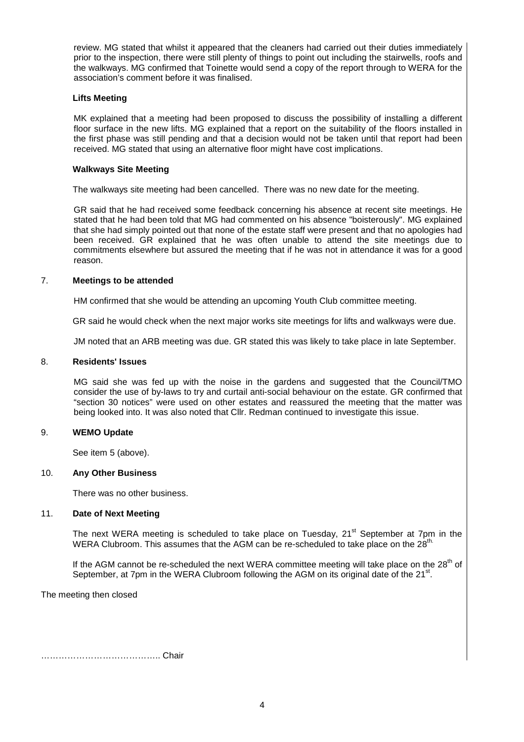review. MG stated that whilst it appeared that the cleaners had carried out their duties immediately prior to the inspection, there were still plenty of things to point out including the stairwells, roofs and the walkways. MG confirmed that Toinette would send a copy of the report through to WERA for the association's comment before it was finalised.

**Lifts Meeting**

MK explained that a meeting had been proposed to discuss the possibility of installing a different floor surface in the new lifts. MG explained that a report on the suitability of the floors installed in the first phase was still pending and that a decision would not be taken until that report had been received. MG stated that using an alternative floor might have cost implications.

**Walkways Site Meeting**

The walkways site meeting had been cancelled. There was no new date for the meeting.

GR said that he had received some feedback concerning his absence at recent site meetings. He stated that he had been told that MG had commented on his absence "boisterously". MG explained that she had simply pointed out that none of the estate staff were present and that no apologies had been received. GR explained that he was often unable to attend the site meetings due to commitments elsewhere but assured the meeting that if he was not in attendance it was for a good reason.

7. **Meetings to be attended**

HM confirmed that she would be attending an upcoming Youth Club committee meeting.

GR said he would check when the next major works site meetings for lifts and walkways were due.

JM noted that an ARB meeting was due. GR stated this was likely to take place in late September.

8. **Residents' Issues**

MG said she was fed up with the noise in the gardens and suggested that the Council/TMO consider the use of by-laws to try and curtail anti-social behaviour on the estate. GR confirmed that "section 30 notices" were used on other estates and reassured the meeting that the matter was being looked into. It was also noted that Cllr. Redman continued to investigate this issue.

9. **WEMO Update**

See item 5 (above).

10. **Any Other Business**

There was no other business.

11. **Date of Next Meeting**

The next WERA meeting is scheduled to take place on Tuesday, 21st September at 7pm in the WERA Clubroom. This assumes that the AGM can be re-scheduled to take place on the 28th.

If the AGM cannot be re-scheduled the next WERA committee meeting will take place on the 28th of September, at 7pm in the WERA Clubroom following the AGM on its original date of the 21st.

The meeting then closed

………………………………….. Chair